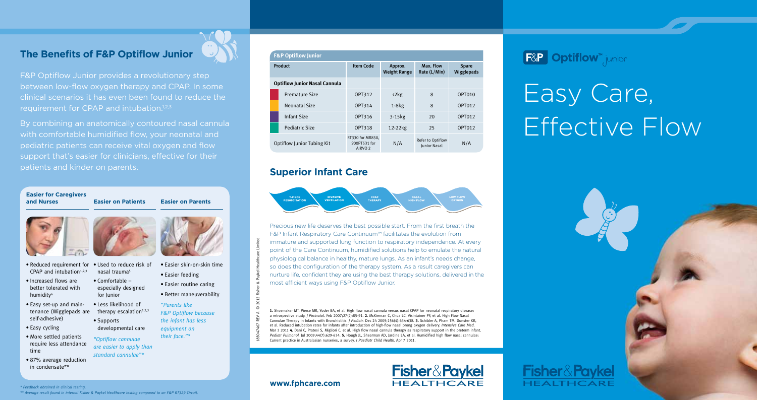## The Benefits of F&P Optiflow Junior

F&P Optiflow Junior provides a revolutionary step between low-flow oxygen therapy and CPAP. In some clinical scenarios it has even been found to reduce the requirement for CPAP and intubation.[1,2,3]

By combining an anatomically contoured nasal cannula with comfortable humidified flow, your neonatal and pediatric patients can receive vital oxygen and flow support that's easier for clinicians, effective for their patients and kinder on parents.

### Easier for Caregivers and Nurses

- Reduced requirement for CPAP and intubation[1,2,3]
- Increased flows are better tolerated with humidity[4]
- Easy set-up and maintenance (Wigglepads are self-adhesive)
- Easy cycling
- More settled patients require less attendance time
- 87% average reduction in condensate**

### Easier on Patients

- Used to reduce risk of nasal trauma[5]
- Comfortable – especially designed for Junior
- Less likelihood of therapy escalation[1,2,3]
- Supports developmental care

*"Optiflow cannulae are easier to apply than standard cannulae"**

### Easier on Parents

- Easier skin-on-skin time
- Easier feeding
- Easier routine caring
- Better maneuverability

*"Parents like F&P Optiflow because the infant has less equipment on their face."**

*\* Feedback obtained in clinical testing.*

*\*\* Average result found in internal Fisher & Paykel Healthcare testing compared to an F&P RT329 Circuit.*

| F&P Optiflow Junior | | | | |
|---|---|---|---|---|
| Product | Item Code | Approx. Weight Range | Max. Flow Rate (L/Min) | Spare Wigglepads |
| Optiflow Junior Nasal Cannula | | | | |
| Premature Size | OPT312 | <2kg | 8 | OPT010 |
| Neonatal Size | OPT314 | 1-8kg | 8 | OPT012 |
| Infant Size | OPT316 | 3-15kg | 20 | OPT012 |
| Pediatric Size | OPT318 | 12-22kg | 25 | OPT012 |
| Optiflow Junior Tubing Kit | RT330 for MR850, 900PT531 for AIRVO 2 | N/A | Refer to Optiflow Junior Nasal | N/A |

## Superior Infant Care

T-PIECE RESUSCITATION → INVASIVE VENTILATION → CPAP THERAPY → NASAL HIGH FLOW → LOW FLOW OXYGEN

Precious new life deserves the best possible start. From the first breath the F&P Infant Respiratory Care Continuum™ facilitates the evolution from immature and supported lung function to respiratory independence. At every point of the Care Continuum, humidified solutions help to emulate the natural physiological balance in healthy, mature lungs. As an infant's needs change, so does the configuration of the therapy system. As a result caregivers can nurture life, confident they are using the best therapy solutions, delivered in the most efficient ways using F&P Optiflow Junior.

**1.** Shoemaker MT, Pierce MR, Yoder BA, et al. High flow nasal cannula versus nasal CPAP for neonatal respiratory disease: a retrospective study. *J Perinatol.* Feb 2007;27(2):85-91. **2.** McKiernan C, Chua LC, Visintainer PF, et al. High Flow Nasal Cannulae Therapy in Infants with Bronchiolitis. *J Pediatr.* Dec 24 2009;156(4):634-638. **3.** Schibler A, Pham TM, Dunster KR, et al. Reduced intubation rates for infants after introduction of high-flow nasal prong oxygen delivery. *Intensive Care Med.* Mar 3 2011 **4.** Dani C, Pratesi S, Migliori C, et al. High flow nasal cannula therapy as respiratory support in the preterm infant. *Pediatr Pulmonol.* Jul 2009;44(7):629-634. **5.** Hough JL, Shearman AD, Jardine LA, et al. Humidified high flow nasal cannulae: Current practice in Australasian nurseries, a survey. *J Paediatr Child Health.* Apr 7 2011.

185047467 REV A © 2012 Fisher & Paykel Healthcare Limited

**www.fphcare.com**

Fisher & Paykel HEALTHCARE

F&P Optiflow™ Junior

# Easy Care, Effective Flow

Fisher & Paykel HEALTHCARE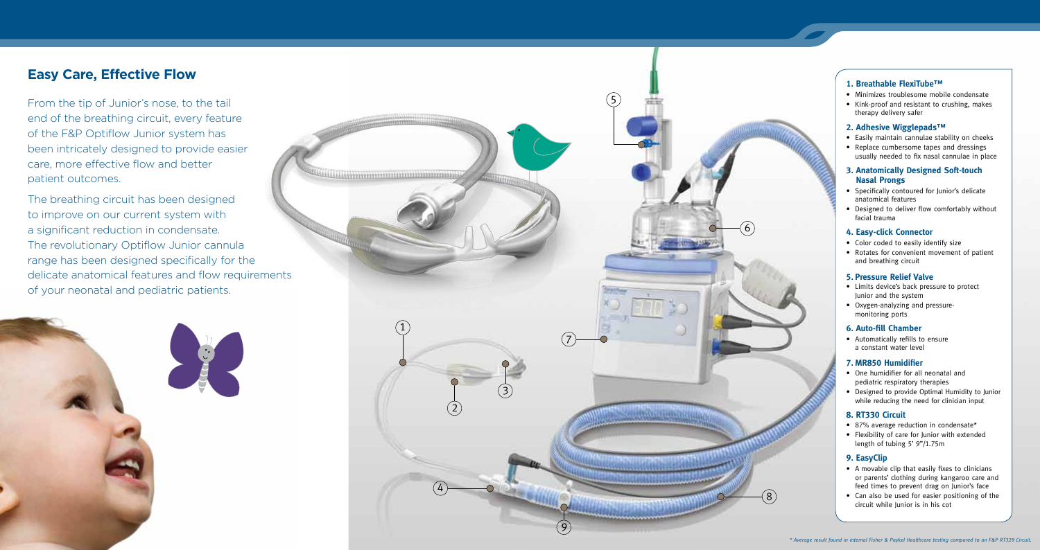## Easy Care, Effective Flow

From the tip of Junior's nose, to the tail end of the breathing circuit, every feature of the F&P Optiflow Junior system has been intricately designed to provide easier care, more effective flow and better patient outcomes.

The breathing circuit has been designed to improve on our current system with a significant reduction in condensate. The revolutionary Optiflow Junior cannula range has been designed specifically for the delicate anatomical features and flow requirements of your neonatal and pediatric patients.

1
2
3
4
5
6
7
8
9

### 1. Breathable FlexiTube™

- Minimizes troublesome mobile condensate
- Kink-proof and resistant to crushing, makes therapy delivery safer

### 2. Adhesive Wigglepads™

- Easily maintain cannulae stability on cheeks
- Replace cumbersome tapes and dressings usually needed to fix nasal cannulae in place

### 3. Anatomically Designed Soft-touch Nasal Prongs

- Specifically contoured for Junior's delicate anatomical features
- Designed to deliver flow comfortably without facial trauma

### 4. Easy-click Connector

- Color coded to easily identify size
- Rotates for convenient movement of patient and breathing circuit

### 5. Pressure Relief Valve

- Limits device's back pressure to protect Junior and the system
- Oxygen-analyzing and pressure-monitoring ports

### 6. Auto-fill Chamber

- Automatically refills to ensure a constant water level

### 7. MR850 Humidifier

- One humidifier for all neonatal and pediatric respiratory therapies
- Designed to provide Optimal Humidity to Junior while reducing the need for clinician input

### 8. RT330 Circuit

- 87% average reduction in condensate*
- Flexibility of care for Junior with extended length of tubing 5' 9"/1.75m

### 9. EasyClip

- A movable clip that easily fixes to clinicians or parents' clothing during kangaroo care and feed times to prevent drag on Junior's face
- Can also be used for easier positioning of the circuit while Junior is in his cot

*\* Average result found in internal Fisher & Paykel Healthcare testing compared to an F&P RT329 Circuit.*